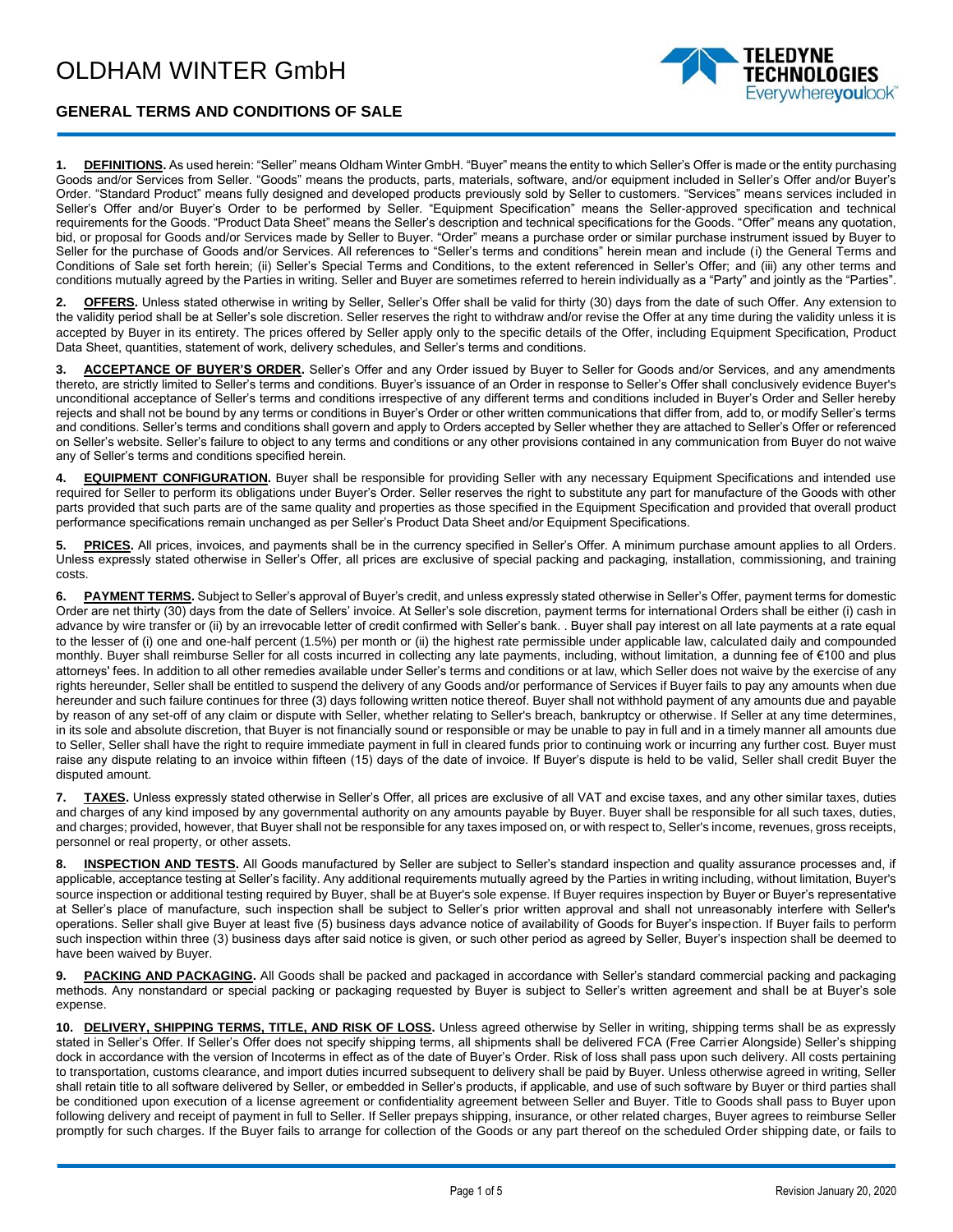# OLDHAM WINTER GmbH

## GENERAL TERMS AND CONDITIONS OF SALE

**1. DEFINITIONS.** As used herein: "Seller" means Oldham Winter GmbH. "Buyer" means the entity to which Seller's Offer is made or the entity purchasing Goods and/or Services from Seller. "Goods" means the products, parts, materials, software, and/or equipment included in Seller's Offer and/or Buyer's Order. "Standard Product" means fully designed and developed products previously sold by Seller to customers. "Services" means services included in Seller's Offer and/or Buyer's Order to be performed by Seller. "Equipment Specification" means the Seller-approved specification and technical requirements for the Goods. "Product Data Sheet" means the Seller's description and technical specifications for the Goods. "Offer" means any quotation, bid, or proposal for Goods and/or Services made by Seller to Buyer. "Order" means a purchase order or similar purchase instrument issued by Buyer to Seller for the purchase of Goods and/or Services. All references to "Seller's terms and conditions" herein mean and include (i) the General Terms and Conditions of Sale set forth herein; (ii) Seller's Special Terms and Conditions, to the extent referenced in Seller's Offer; and (iii) any other terms and conditions mutually agreed by the Parties in writing. Seller and Buyer are sometimes referred to herein individually as a "Party" and jointly as the "Parties".

**2. OFFERS.** Unless stated otherwise in writing by Seller, Seller's Offer shall be valid for thirty (30) days from the date of such Offer. Any extension to the validity period shall be at Seller's sole discretion. Seller reserves the right to withdraw and/or revise the Offer at any time during the validity unless it is accepted by Buyer in its entirety. The prices offered by Seller apply only to the specific details of the Offer, including Equipment Specification, Product Data Sheet, quantities, statement of work, delivery schedules, and Seller's terms and conditions.

**3. ACCEPTANCE OF BUYER'S ORDER.** Seller's Offer and any Order issued by Buyer to Seller for Goods and/or Services, and any amendments thereto, are strictly limited to Seller's terms and conditions. Buyer's issuance of an Order in response to Seller's Offer shall conclusively evidence Buyer's unconditional acceptance of Seller's terms and conditions irrespective of any different terms and conditions included in Buyer's Order and Seller hereby rejects and shall not be bound by any terms or conditions in Buyer's Order or other written communications that differ from, add to, or modify Seller's terms and conditions. Seller's terms and conditions shall govern and apply to Orders accepted by Seller whether they are attached to Seller's Offer or referenced on Seller's website. Seller's failure to object to any terms and conditions or any other provisions contained in any communication from Buyer do not waive any of Seller's terms and conditions specified herein.

**4. EQUIPMENT CONFIGURATION.** Buyer shall be responsible for providing Seller with any necessary Equipment Specifications and intended use required for Seller to perform its obligations under Buyer's Order. Seller reserves the right to substitute any part for manufacture of the Goods with other parts provided that such parts are of the same quality and properties as those specified in the Equipment Specification and provided that overall product performance specifications remain unchanged as per Seller's Product Data Sheet and/or Equipment Specifications.

**5. PRICES.** All prices, invoices, and payments shall be in the currency specified in Seller's Offer. A minimum purchase amount applies to all Orders. Unless expressly stated otherwise in Seller's Offer, all prices are exclusive of special packing and packaging, installation, commissioning, and training costs.

**6. PAYMENT TERMS.** Subject to Seller's approval of Buyer's credit, and unless expressly stated otherwise in Seller's Offer, payment terms for domestic Order are net thirty (30) days from the date of Sellers' invoice. At Seller's sole discretion, payment terms for international Orders shall be either (i) cash in advance by wire transfer or (ii) by an irrevocable letter of credit confirmed with Seller's bank. . Buyer shall pay interest on all late payments at a rate equal to the lesser of (i) one and one-half percent (1.5%) per month or (ii) the highest rate permissible under applicable law, calculated daily and compounded monthly. Buyer shall reimburse Seller for all costs incurred in collecting any late payments, including, without limitation, a dunning fee of €100 and plus attorneys' fees. In addition to all other remedies available under Seller's terms and conditions or at law, which Seller does not waive by the exercise of any rights hereunder, Seller shall be entitled to suspend the delivery of any Goods and/or performance of Services if Buyer fails to pay any amounts when due hereunder and such failure continues for three (3) days following written notice thereof. Buyer shall not withhold payment of any amounts due and payable by reason of any set-off of any claim or dispute with Seller, whether relating to Seller's breach, bankruptcy or otherwise. If Seller at any time determines, in its sole and absolute discretion, that Buyer is not financially sound or responsible or may be unable to pay in full and in a timely manner all amounts due to Seller, Seller shall have the right to require immediate payment in full in cleared funds prior to continuing work or incurring any further cost. Buyer must raise any dispute relating to an invoice within fifteen (15) days of the date of invoice. If Buyer's dispute is held to be valid, Seller shall credit Buyer the disputed amount.

**7. TAXES.** Unless expressly stated otherwise in Seller's Offer, all prices are exclusive of all VAT and excise taxes, and any other similar taxes, duties and charges of any kind imposed by any governmental authority on any amounts payable by Buyer. Buyer shall be responsible for all such taxes, duties, and charges; provided, however, that Buyer shall not be responsible for any taxes imposed on, or with respect to, Seller's income, revenues, gross receipts, personnel or real property, or other assets.

**8. INSPECTION AND TESTS.** All Goods manufactured by Seller are subject to Seller's standard inspection and quality assurance processes and, if applicable, acceptance testing at Seller's facility. Any additional requirements mutually agreed by the Parties in writing including, without limitation, Buyer's source inspection or additional testing required by Buyer, shall be at Buyer's sole expense. If Buyer requires inspection by Buyer or Buyer's representative at Seller's place of manufacture, such inspection shall be subject to Seller's prior written approval and shall not unreasonably interfere with Seller's operations. Seller shall give Buyer at least five (5) business days advance notice of availability of Goods for Buyer's inspection. If Buyer fails to perform such inspection within three (3) business days after said notice is given, or such other period as agreed by Seller, Buyer's inspection shall be deemed to have been waived by Buyer.

**9. PACKING AND PACKAGING.** All Goods shall be packed and packaged in accordance with Seller's standard commercial packing and packaging methods. Any nonstandard or special packing or packaging requested by Buyer is subject to Seller's written agreement and shall be at Buyer's sole expense.

**10. DELIVERY, SHIPPING TERMS, TITLE, AND RISK OF LOSS.** Unless agreed otherwise by Seller in writing, shipping terms shall be as expressly stated in Seller's Offer. If Seller's Offer does not specify shipping terms, all shipments shall be delivered FCA (Free Carrier Alongside) Seller's shipping dock in accordance with the version of Incoterms in effect as of the date of Buyer's Order. Risk of loss shall pass upon such delivery. All costs pertaining to transportation, customs clearance, and import duties incurred subsequent to delivery shall be paid by Buyer. Unless otherwise agreed in writing, Seller shall retain title to all software delivered by Seller, or embedded in Seller's products, if applicable, and use of such software by Buyer or third parties shall be conditioned upon execution of a license agreement or confidentiality agreement between Seller and Buyer. Title to Goods shall pass to Buyer upon following delivery and receipt of payment in full to Seller. If Seller prepays shipping, insurance, or other related charges, Buyer agrees to reimburse Seller promptly for such charges. If the Buyer fails to arrange for collection of the Goods or any part thereof on the scheduled Order shipping date, or fails to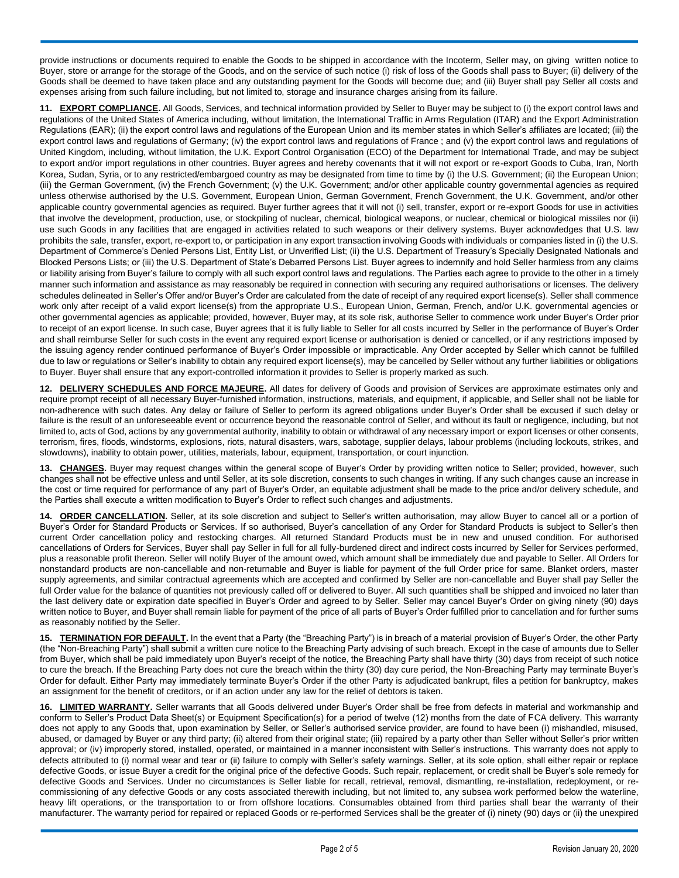provide instructions or documents required to enable the Goods to be shipped in accordance with the Incoterm, Seller may, on giving written notice to Buyer, store or arrange for the storage of the Goods, and on the service of such notice (i) risk of loss of the Goods shall pass to Buyer; (ii) delivery of the Goods shall be deemed to have taken place and any outstanding payment for the Goods will become due; and (iii) Buyer shall pay Seller all costs and expenses arising from such failure including, but not limited to, storage and insurance charges arising from its failure.

**11. EXPORT COMPLIANCE.** All Goods, Services, and technical information provided by Seller to Buyer may be subject to (i) the export control laws and regulations of the United States of America including, without limitation, the International Traffic in Arms Regulation (ITAR) and the Export Administration Regulations (EAR); (ii) the export control laws and regulations of the European Union and its member states in which Seller's affiliates are located; (iii) the export control laws and regulations of Germany; (iv) the export control laws and regulations of France ; and (v) the export control laws and regulations of United Kingdom, including, without limitation, the U.K. Export Control Organisation (ECO) of the Department for International Trade, and may be subject to export and/or import regulations in other countries. Buyer agrees and hereby covenants that it will not export or re-export Goods to Cuba, Iran, North Korea, Sudan, Syria, or to any restricted/embargoed country as may be designated from time to time by (i) the U.S. Government; (ii) the European Union; (iii) the German Government, (iv) the French Government; (v) the U.K. Government; and/or other applicable country governmental agencies as required unless otherwise authorised by the U.S. Government, European Union, German Government, French Government, the U.K. Government, and/or other applicable country governmental agencies as required. Buyer further agrees that it will not (i) sell, transfer, export or re-export Goods for use in activities that involve the development, production, use, or stockpiling of nuclear, chemical, biological weapons, or nuclear, chemical or biological missiles nor (ii) use such Goods in any facilities that are engaged in activities related to such weapons or their delivery systems. Buyer acknowledges that U.S. law prohibits the sale, transfer, export, re-export to, or participation in any export transaction involving Goods with individuals or companies listed in (i) the U.S. Department of Commerce's Denied Persons List, Entity List, or Unverified List; (ii) the U.S. Department of Treasury's Specially Designated Nationals and Blocked Persons Lists; or (iii) the U.S. Department of State's Debarred Persons List. Buyer agrees to indemnify and hold Seller harmless from any claims or liability arising from Buyer's failure to comply with all such export control laws and regulations. The Parties each agree to provide to the other in a timely manner such information and assistance as may reasonably be required in connection with securing any required authorisations or licenses. The delivery schedules delineated in Seller's Offer and/or Buyer's Order are calculated from the date of receipt of any required export license(s). Seller shall commence work only after receipt of a valid export license(s) from the appropriate U.S., European Union, German, French, and/or U.K. governmental agencies or other governmental agencies as applicable; provided, however, Buyer may, at its sole risk, authorise Seller to commence work under Buyer's Order prior to receipt of an export license. In such case, Buyer agrees that it is fully liable to Seller for all costs incurred by Seller in the performance of Buyer's Order and shall reimburse Seller for such costs in the event any required export license or authorisation is denied or cancelled, or if any restrictions imposed by the issuing agency render continued performance of Buyer's Order impossible or impracticable. Any Order accepted by Seller which cannot be fulfilled due to law or regulations or Seller's inability to obtain any required export license(s), may be cancelled by Seller without any further liabilities or obligations to Buyer. Buyer shall ensure that any export-controlled information it provides to Seller is properly marked as such.

**12. DELIVERY SCHEDULES AND FORCE MAJEURE.** All dates for delivery of Goods and provision of Services are approximate estimates only and require prompt receipt of all necessary Buyer-furnished information, instructions, materials, and equipment, if applicable, and Seller shall not be liable for non-adherence with such dates. Any delay or failure of Seller to perform its agreed obligations under Buyer's Order shall be excused if such delay or failure is the result of an unforeseeable event or occurrence beyond the reasonable control of Seller, and without its fault or negligence, including, but not limited to, acts of God, actions by any governmental authority, inability to obtain or withdrawal of any necessary import or export licenses or other consents, terrorism, fires, floods, windstorms, explosions, riots, natural disasters, wars, sabotage, supplier delays, labour problems (including lockouts, strikes, and slowdowns), inability to obtain power, utilities, materials, labour, equipment, transportation, or court injunction.

**13. CHANGES.** Buyer may request changes within the general scope of Buyer's Order by providing written notice to Seller; provided, however, such changes shall not be effective unless and until Seller, at its sole discretion, consents to such changes in writing. If any such changes cause an increase in the cost or time required for performance of any part of Buyer's Order, an equitable adjustment shall be made to the price and/or delivery schedule, and the Parties shall execute a written modification to Buyer's Order to reflect such changes and adjustments.

**14. ORDER CANCELLATION.** Seller, at its sole discretion and subject to Seller's written authorisation, may allow Buyer to cancel all or a portion of Buyer's Order for Standard Products or Services. If so authorised, Buyer's cancellation of any Order for Standard Products is subject to Seller's then current Order cancellation policy and restocking charges. All returned Standard Products must be in new and unused condition. For authorised cancellations of Orders for Services, Buyer shall pay Seller in full for all fully-burdened direct and indirect costs incurred by Seller for Services performed, plus a reasonable profit thereon. Seller will notify Buyer of the amount owed, which amount shall be immediately due and payable to Seller. All Orders for nonstandard products are non-cancellable and non-returnable and Buyer is liable for payment of the full Order price for same. Blanket orders, master supply agreements, and similar contractual agreements which are accepted and confirmed by Seller are non-cancellable and Buyer shall pay Seller the full Order value for the balance of quantities not previously called off or delivered to Buyer. All such quantities shall be shipped and invoiced no later than the last delivery date or expiration date specified in Buyer's Order and agreed to by Seller. Seller may cancel Buyer's Order on giving ninety (90) days written notice to Buyer, and Buyer shall remain liable for payment of the price of all parts of Buyer's Order fulfilled prior to cancellation and for further sums as reasonably notified by the Seller.

**15. TERMINATION FOR DEFAULT.** In the event that a Party (the "Breaching Party") is in breach of a material provision of Buyer's Order, the other Party (the "Non-Breaching Party") shall submit a written cure notice to the Breaching Party advising of such breach. Except in the case of amounts due to Seller from Buyer, which shall be paid immediately upon Buyer's receipt of the notice, the Breaching Party shall have thirty (30) days from receipt of such notice to cure the breach. If the Breaching Party does not cure the breach within the thirty (30) day cure period, the Non-Breaching Party may terminate Buyer's Order for default. Either Party may immediately terminate Buyer's Order if the other Party is adjudicated bankrupt, files a petition for bankruptcy, makes an assignment for the benefit of creditors, or if an action under any law for the relief of debtors is taken.

**16. LIMITED WARRANTY.** Seller warrants that all Goods delivered under Buyer's Order shall be free from defects in material and workmanship and conform to Seller's Product Data Sheet(s) or Equipment Specification(s) for a period of twelve (12) months from the date of FCA delivery. This warranty does not apply to any Goods that, upon examination by Seller, or Seller's authorised service provider, are found to have been (i) mishandled, misused, abused, or damaged by Buyer or any third party; (ii) altered from their original state; (iii) repaired by a party other than Seller without Seller's prior written approval; or (iv) improperly stored, installed, operated, or maintained in a manner inconsistent with Seller's instructions. This warranty does not apply to defects attributed to (i) normal wear and tear or (ii) failure to comply with Seller's safety warnings. Seller, at its sole option, shall either repair or replace defective Goods, or issue Buyer a credit for the original price of the defective Goods. Such repair, replacement, or credit shall be Buyer's sole remedy for defective Goods and Services. Under no circumstances is Seller liable for recall, retrieval, removal, dismantling, re-installation, redeployment, or re-commissioning of any defective Goods or any costs associated therewith including, but not limited to, any subsea work performed below the waterline, heavy lift operations, or the transportation to or from offshore locations. Consumables obtained from third parties shall bear the warranty of their manufacturer. The warranty period for repaired or replaced Goods or re-performed Services shall be the greater of (i) ninety (90) days or (ii) the unexpired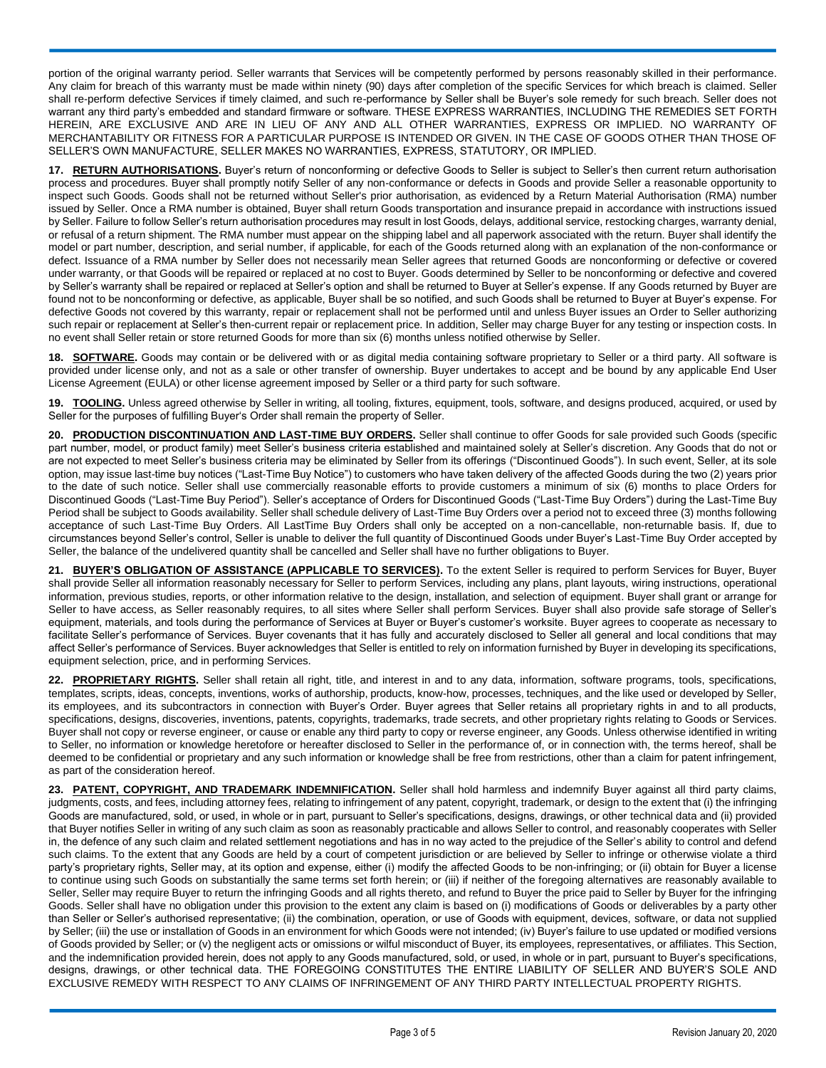portion of the original warranty period. Seller warrants that Services will be competently performed by persons reasonably skilled in their performance. Any claim for breach of this warranty must be made within ninety (90) days after completion of the specific Services for which breach is claimed. Seller shall re-perform defective Services if timely claimed, and such re-performance by Seller shall be Buyer's sole remedy for such breach. Seller does not warrant any third party's embedded and standard firmware or software. THESE EXPRESS WARRANTIES, INCLUDING THE REMEDIES SET FORTH HEREIN, ARE EXCLUSIVE AND ARE IN LIEU OF ANY AND ALL OTHER WARRANTIES, EXPRESS OR IMPLIED. NO WARRANTY OF MERCHANTABILITY OR FITNESS FOR A PARTICULAR PURPOSE IS INTENDED OR GIVEN. IN THE CASE OF GOODS OTHER THAN THOSE OF SELLER'S OWN MANUFACTURE, SELLER MAKES NO WARRANTIES, EXPRESS, STATUTORY, OR IMPLIED.

**17. RETURN AUTHORISATIONS.** Buyer's return of nonconforming or defective Goods to Seller is subject to Seller's then current return authorisation process and procedures. Buyer shall promptly notify Seller of any non-conformance or defects in Goods and provide Seller a reasonable opportunity to inspect such Goods. Goods shall not be returned without Seller's prior authorisation, as evidenced by a Return Material Authorisation (RMA) number issued by Seller. Once a RMA number is obtained, Buyer shall return Goods transportation and insurance prepaid in accordance with instructions issued by Seller. Failure to follow Seller's return authorisation procedures may result in lost Goods, delays, additional service, restocking charges, warranty denial, or refusal of a return shipment. The RMA number must appear on the shipping label and all paperwork associated with the return. Buyer shall identify the model or part number, description, and serial number, if applicable, for each of the Goods returned along with an explanation of the non-conformance or defect. Issuance of a RMA number by Seller does not necessarily mean Seller agrees that returned Goods are nonconforming or defective or covered under warranty, or that Goods will be repaired or replaced at no cost to Buyer. Goods determined by Seller to be nonconforming or defective and covered by Seller's warranty shall be repaired or replaced at Seller's option and shall be returned to Buyer at Seller's expense. If any Goods returned by Buyer are found not to be nonconforming or defective, as applicable, Buyer shall be so notified, and such Goods shall be returned to Buyer at Buyer's expense. For defective Goods not covered by this warranty, repair or replacement shall not be performed until and unless Buyer issues an Order to Seller authorizing such repair or replacement at Seller's then-current repair or replacement price. In addition, Seller may charge Buyer for any testing or inspection costs. In no event shall Seller retain or store returned Goods for more than six (6) months unless notified otherwise by Seller.

**18. SOFTWARE.** Goods may contain or be delivered with or as digital media containing software proprietary to Seller or a third party. All software is provided under license only, and not as a sale or other transfer of ownership. Buyer undertakes to accept and be bound by any applicable End User License Agreement (EULA) or other license agreement imposed by Seller or a third party for such software.

**19. TOOLING.** Unless agreed otherwise by Seller in writing, all tooling, fixtures, equipment, tools, software, and designs produced, acquired, or used by Seller for the purposes of fulfilling Buyer's Order shall remain the property of Seller.

**20. PRODUCTION DISCONTINUATION AND LAST-TIME BUY ORDERS.** Seller shall continue to offer Goods for sale provided such Goods (specific part number, model, or product family) meet Seller's business criteria established and maintained solely at Seller's discretion. Any Goods that do not or are not expected to meet Seller's business criteria may be eliminated by Seller from its offerings ("Discontinued Goods"). In such event, Seller, at its sole option, may issue last-time buy notices ("Last-Time Buy Notice") to customers who have taken delivery of the affected Goods during the two (2) years prior to the date of such notice. Seller shall use commercially reasonable efforts to provide customers a minimum of six (6) months to place Orders for Discontinued Goods ("Last-Time Buy Period"). Seller's acceptance of Orders for Discontinued Goods ("Last-Time Buy Orders") during the Last-Time Buy Period shall be subject to Goods availability. Seller shall schedule delivery of Last-Time Buy Orders over a period not to exceed three (3) months following acceptance of such Last-Time Buy Orders. All LastTime Buy Orders shall only be accepted on a non-cancellable, non-returnable basis. If, due to circumstances beyond Seller's control, Seller is unable to deliver the full quantity of Discontinued Goods under Buyer's Last-Time Buy Order accepted by Seller, the balance of the undelivered quantity shall be cancelled and Seller shall have no further obligations to Buyer.

**21. BUYER'S OBLIGATION OF ASSISTANCE (APPLICABLE TO SERVICES).** To the extent Seller is required to perform Services for Buyer, Buyer shall provide Seller all information reasonably necessary for Seller to perform Services, including any plans, plant layouts, wiring instructions, operational information, previous studies, reports, or other information relative to the design, installation, and selection of equipment. Buyer shall grant or arrange for Seller to have access, as Seller reasonably requires, to all sites where Seller shall perform Services. Buyer shall also provide safe storage of Seller's equipment, materials, and tools during the performance of Services at Buyer or Buyer's customer's worksite. Buyer agrees to cooperate as necessary to facilitate Seller's performance of Services. Buyer covenants that it has fully and accurately disclosed to Seller all general and local conditions that may affect Seller's performance of Services. Buyer acknowledges that Seller is entitled to rely on information furnished by Buyer in developing its specifications, equipment selection, price, and in performing Services.

**22. PROPRIETARY RIGHTS.** Seller shall retain all right, title, and interest in and to any data, information, software programs, tools, specifications, templates, scripts, ideas, concepts, inventions, works of authorship, products, know-how, processes, techniques, and the like used or developed by Seller, its employees, and its subcontractors in connection with Buyer's Order. Buyer agrees that Seller retains all proprietary rights in and to all products, specifications, designs, discoveries, inventions, patents, copyrights, trademarks, trade secrets, and other proprietary rights relating to Goods or Services. Buyer shall not copy or reverse engineer, or cause or enable any third party to copy or reverse engineer, any Goods. Unless otherwise identified in writing to Seller, no information or knowledge heretofore or hereafter disclosed to Seller in the performance of, or in connection with, the terms hereof, shall be deemed to be confidential or proprietary and any such information or knowledge shall be free from restrictions, other than a claim for patent infringement, as part of the consideration hereof.

**23. PATENT, COPYRIGHT, AND TRADEMARK INDEMNIFICATION.** Seller shall hold harmless and indemnify Buyer against all third party claims, judgments, costs, and fees, including attorney fees, relating to infringement of any patent, copyright, trademark, or design to the extent that (i) the infringing Goods are manufactured, sold, or used, in whole or in part, pursuant to Seller's specifications, designs, drawings, or other technical data and (ii) provided that Buyer notifies Seller in writing of any such claim as soon as reasonably practicable and allows Seller to control, and reasonably cooperates with Seller in, the defence of any such claim and related settlement negotiations and has in no way acted to the prejudice of the Seller's ability to control and defend such claims. To the extent that any Goods are held by a court of competent jurisdiction or are believed by Seller to infringe or otherwise violate a third party's proprietary rights, Seller may, at its option and expense, either (i) modify the affected Goods to be non-infringing; or (ii) obtain for Buyer a license to continue using such Goods on substantially the same terms set forth herein; or (iii) if neither of the foregoing alternatives are reasonably available to Seller, Seller may require Buyer to return the infringing Goods and all rights thereto, and refund to Buyer the price paid to Seller by Buyer for the infringing Goods. Seller shall have no obligation under this provision to the extent any claim is based on (i) modifications of Goods or deliverables by a party other than Seller or Seller's authorised representative; (ii) the combination, operation, or use of Goods with equipment, devices, software, or data not supplied by Seller; (iii) the use or installation of Goods in an environment for which Goods were not intended; (iv) Buyer's failure to use updated or modified versions of Goods provided by Seller; or (v) the negligent acts or omissions or wilful misconduct of Buyer, its employees, representatives, or affiliates. This Section, and the indemnification provided herein, does not apply to any Goods manufactured, sold, or used, in whole or in part, pursuant to Buyer's specifications, designs, drawings, or other technical data. THE FOREGOING CONSTITUTES THE ENTIRE LIABILITY OF SELLER AND BUYER'S SOLE AND EXCLUSIVE REMEDY WITH RESPECT TO ANY CLAIMS OF INFRINGEMENT OF ANY THIRD PARTY INTELLECTUAL PROPERTY RIGHTS.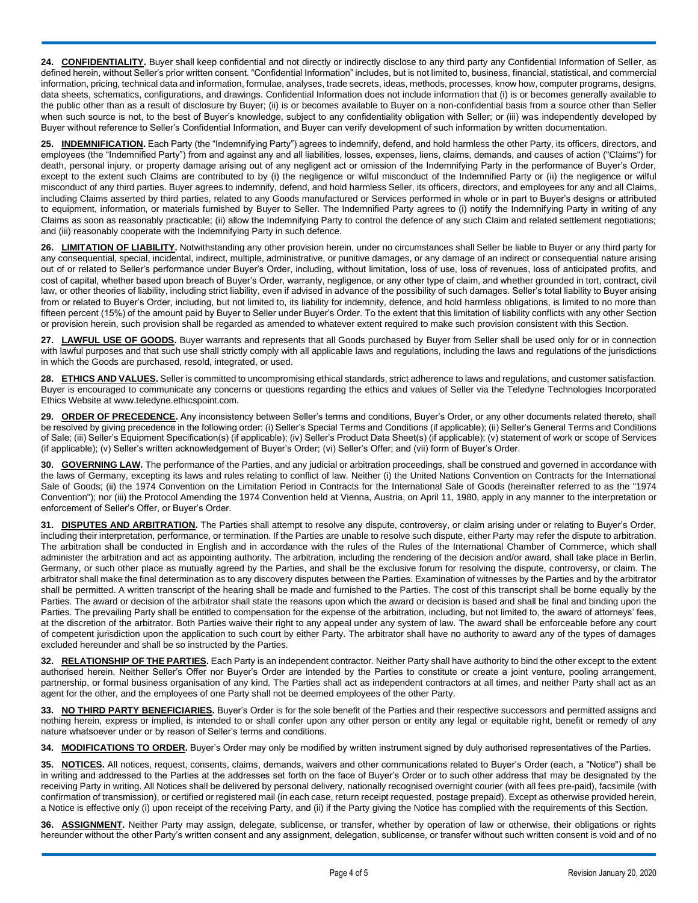**24. <u>CONFIDENTIALITY</u>.** Buyer shall keep confidential and not directly or indirectly disclose to any third party any Confidential Information of Seller, as defined herein, without Seller's prior written consent. "Confidential Information" includes, but is not limited to, business, financial, statistical, and commercial information, pricing, technical data and information, formulae, analyses, trade secrets, ideas, methods, processes, know how, computer programs, designs, data sheets, schematics, configurations, and drawings. Confidential Information does not include information that (i) is or becomes generally available to the public other than as a result of disclosure by Buyer; (ii) is or becomes available to Buyer on a non-confidential basis from a source other than Seller when such source is not, to the best of Buyer's knowledge, subject to any confidentiality obligation with Seller; or (iii) was independently developed by Buyer without reference to Seller's Confidential Information, and Buyer can verify development of such information by written documentation.

**25. <u>INDEMNIFICATION</u>.** Each Party (the "Indemnifying Party") agrees to indemnify, defend, and hold harmless the other Party, its officers, directors, and employees (the "Indemnified Party") from and against any and all liabilities, losses, expenses, liens, claims, demands, and causes of action ("Claims") for death, personal injury, or property damage arising out of any negligent act or omission of the Indemnifying Party in the performance of Buyer's Order, except to the extent such Claims are contributed to by (i) the negligence or wilful misconduct of the Indemnified Party or (ii) the negligence or wilful misconduct of any third parties. Buyer agrees to indemnify, defend, and hold harmless Seller, its officers, directors, and employees for any and all Claims, including Claims asserted by third parties, related to any Goods manufactured or Services performed in whole or in part to Buyer's designs or attributed to equipment, information, or materials furnished by Buyer to Seller. The Indemnified Party agrees to (i) notify the Indemnifying Party in writing of any Claims as soon as reasonably practicable; (ii) allow the Indemnifying Party to control the defence of any such Claim and related settlement negotiations; and (iii) reasonably cooperate with the Indemnifying Party in such defence.

**26. <u>LIMITATION OF LIABILITY</u>.** Notwithstanding any other provision herein, under no circumstances shall Seller be liable to Buyer or any third party for any consequential, special, incidental, indirect, multiple, administrative, or punitive damages, or any damage of an indirect or consequential nature arising out of or related to Seller's performance under Buyer's Order, including, without limitation, loss of use, loss of revenues, loss of anticipated profits, and cost of capital, whether based upon breach of Buyer's Order, warranty, negligence, or any other type of claim, and whether grounded in tort, contract, civil law, or other theories of liability, including strict liability, even if advised in advance of the possibility of such damages. Seller's total liability to Buyer arising from or related to Buyer's Order, including, but not limited to, its liability for indemnity, defence, and hold harmless obligations, is limited to no more than fifteen percent (15%) of the amount paid by Buyer to Seller under Buyer's Order. To the extent that this limitation of liability conflicts with any other Section or provision herein, such provision shall be regarded as amended to whatever extent required to make such provision consistent with this Section.

**27. <u>LAWFUL USE OF GOODS</u>.** Buyer warrants and represents that all Goods purchased by Buyer from Seller shall be used only for or in connection with lawful purposes and that such use shall strictly comply with all applicable laws and regulations, including the laws and regulations of the jurisdictions in which the Goods are purchased, resold, integrated, or used.

**28. <u>ETHICS AND VALUES</u>.** Seller is committed to uncompromising ethical standards, strict adherence to laws and regulations, and customer satisfaction. Buyer is encouraged to communicate any concerns or questions regarding the ethics and values of Seller via the Teledyne Technologies Incorporated Ethics Website at www.teledyne.ethicspoint.com.

**29. <u>ORDER OF PRECEDENCE</u>.** Any inconsistency between Seller's terms and conditions, Buyer's Order, or any other documents related thereto, shall be resolved by giving precedence in the following order: (i) Seller's Special Terms and Conditions (if applicable); (ii) Seller's General Terms and Conditions of Sale; (iii) Seller's Equipment Specification(s) (if applicable); (iv) Seller's Product Data Sheet(s) (if applicable); (v) statement of work or scope of Services (if applicable); (v) Seller's written acknowledgement of Buyer's Order; (vi) Seller's Offer; and (vii) form of Buyer's Order.

**30. <u>GOVERNING LAW</u>.** The performance of the Parties, and any judicial or arbitration proceedings, shall be construed and governed in accordance with the laws of Germany, excepting its laws and rules relating to conflict of law. Neither (i) the United Nations Convention on Contracts for the International Sale of Goods; (ii) the 1974 Convention on the Limitation Period in Contracts for the International Sale of Goods (hereinafter referred to as the "1974 Convention"); nor (iii) the Protocol Amending the 1974 Convention held at Vienna, Austria, on April 11, 1980, apply in any manner to the interpretation or enforcement of Seller's Offer, or Buyer's Order.

**31. <u>DISPUTES AND ARBITRATION</u>.** The Parties shall attempt to resolve any dispute, controversy, or claim arising under or relating to Buyer's Order, including their interpretation, performance, or termination. If the Parties are unable to resolve such dispute, either Party may refer the dispute to arbitration. The arbitration shall be conducted in English and in accordance with the rules of the Rules of the International Chamber of Commerce, which shall administer the arbitration and act as appointing authority. The arbitration, including the rendering of the decision and/or award, shall take place in Berlin, Germany, or such other place as mutually agreed by the Parties, and shall be the exclusive forum for resolving the dispute, controversy, or claim. The arbitrator shall make the final determination as to any discovery disputes between the Parties. Examination of witnesses by the Parties and by the arbitrator shall be permitted. A written transcript of the hearing shall be made and furnished to the Parties. The cost of this transcript shall be borne equally by the Parties. The award or decision of the arbitrator shall state the reasons upon which the award or decision is based and shall be final and binding upon the Parties. The prevailing Party shall be entitled to compensation for the expense of the arbitration, including, but not limited to, the award of attorneys' fees, at the discretion of the arbitrator. Both Parties waive their right to any appeal under any system of law. The award shall be enforceable before any court of competent jurisdiction upon the application to such court by either Party. The arbitrator shall have no authority to award any of the types of damages excluded hereunder and shall be so instructed by the Parties.

**32. <u>RELATIONSHIP OF THE PARTIES</u>.** Each Party is an independent contractor. Neither Party shall have authority to bind the other except to the extent authorised herein. Neither Seller's Offer nor Buyer's Order are intended by the Parties to constitute or create a joint venture, pooling arrangement, partnership, or formal business organisation of any kind. The Parties shall act as independent contractors at all times, and neither Party shall act as an agent for the other, and the employees of one Party shall not be deemed employees of the other Party.

**33. <u>NO THIRD PARTY BENEFICIARIES</u>.** Buyer's Order is for the sole benefit of the Parties and their respective successors and permitted assigns and nothing herein, express or implied, is intended to or shall confer upon any other person or entity any legal or equitable right, benefit or remedy of any nature whatsoever under or by reason of Seller's terms and conditions.

**34. <u>MODIFICATIONS TO ORDER</u>.** Buyer's Order may only be modified by written instrument signed by duly authorised representatives of the Parties.

**35. <u>NOTICES</u>.** All notices, request, consents, claims, demands, waivers and other communications related to Buyer's Order (each, a "Notice") shall be in writing and addressed to the Parties at the addresses set forth on the face of Buyer's Order or to such other address that may be designated by the receiving Party in writing. All Notices shall be delivered by personal delivery, nationally recognised overnight courier (with all fees pre-paid), facsimile (with confirmation of transmission), or certified or registered mail (in each case, return receipt requested, postage prepaid). Except as otherwise provided herein, a Notice is effective only (i) upon receipt of the receiving Party, and (ii) if the Party giving the Notice has complied with the requirements of this Section.

**36. <u>ASSIGNMENT</u>.** Neither Party may assign, delegate, sublicense, or transfer, whether by operation of law or otherwise, their obligations or rights hereunder without the other Party's written consent and any assignment, delegation, sublicense, or transfer without such written consent is void and of no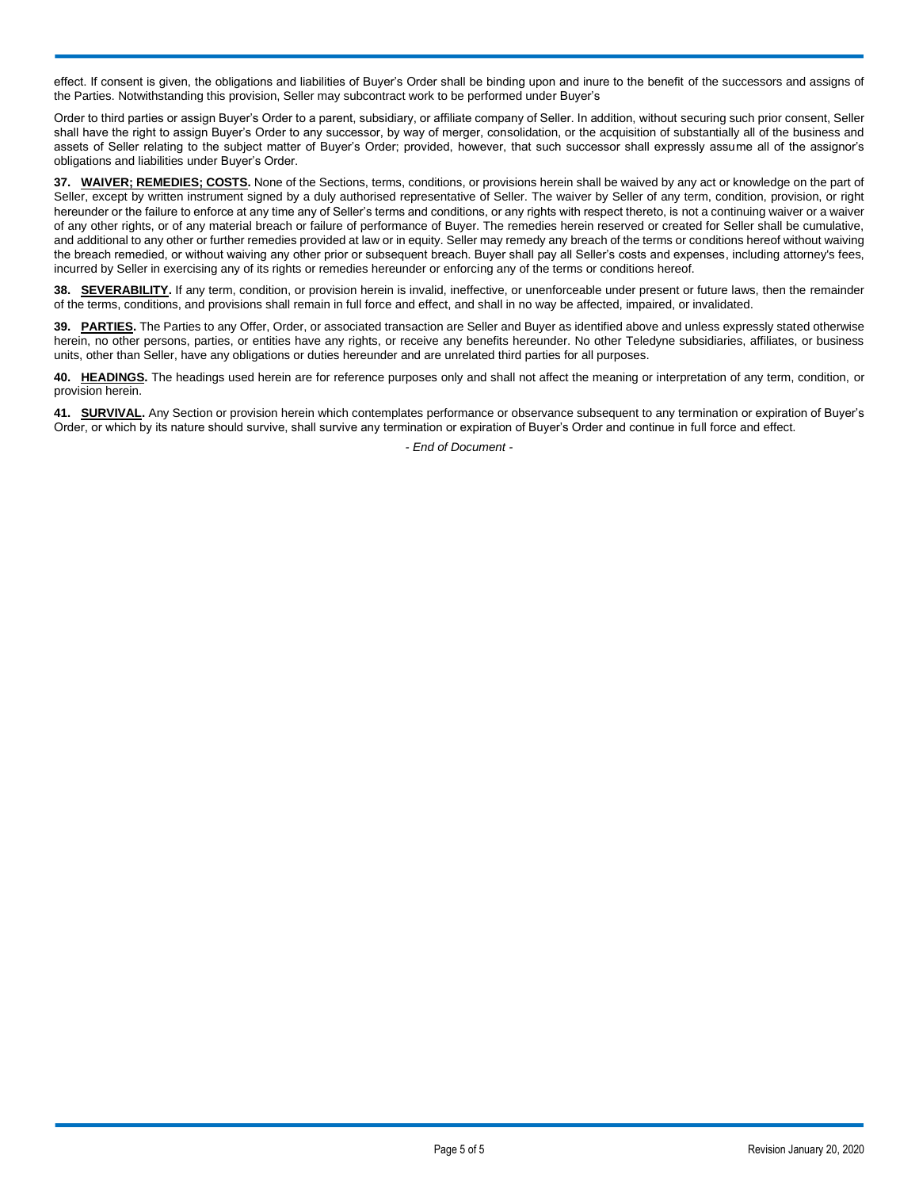effect. If consent is given, the obligations and liabilities of Buyer's Order shall be binding upon and inure to the benefit of the successors and assigns of the Parties. Notwithstanding this provision, Seller may subcontract work to be performed under Buyer's

Order to third parties or assign Buyer's Order to a parent, subsidiary, or affiliate company of Seller. In addition, without securing such prior consent, Seller shall have the right to assign Buyer's Order to any successor, by way of merger, consolidation, or the acquisition of substantially all of the business and assets of Seller relating to the subject matter of Buyer's Order; provided, however, that such successor shall expressly assume all of the assignor's obligations and liabilities under Buyer's Order.

**37. WAIVER; REMEDIES; COSTS.** None of the Sections, terms, conditions, or provisions herein shall be waived by any act or knowledge on the part of Seller, except by written instrument signed by a duly authorised representative of Seller. The waiver by Seller of any term, condition, provision, or right hereunder or the failure to enforce at any time any of Seller's terms and conditions, or any rights with respect thereto, is not a continuing waiver or a waiver of any other rights, or of any material breach or failure of performance of Buyer. The remedies herein reserved or created for Seller shall be cumulative, and additional to any other or further remedies provided at law or in equity. Seller may remedy any breach of the terms or conditions hereof without waiving the breach remedied, or without waiving any other prior or subsequent breach. Buyer shall pay all Seller's costs and expenses, including attorney's fees, incurred by Seller in exercising any of its rights or remedies hereunder or enforcing any of the terms or conditions hereof.

**38. SEVERABILITY.** If any term, condition, or provision herein is invalid, ineffective, or unenforceable under present or future laws, then the remainder of the terms, conditions, and provisions shall remain in full force and effect, and shall in no way be affected, impaired, or invalidated.

**39. PARTIES.** The Parties to any Offer, Order, or associated transaction are Seller and Buyer as identified above and unless expressly stated otherwise herein, no other persons, parties, or entities have any rights, or receive any benefits hereunder. No other Teledyne subsidiaries, affiliates, or business units, other than Seller, have any obligations or duties hereunder and are unrelated third parties for all purposes.

**40. HEADINGS.** The headings used herein are for reference purposes only and shall not affect the meaning or interpretation of any term, condition, or provision herein.

**41. SURVIVAL.** Any Section or provision herein which contemplates performance or observance subsequent to any termination or expiration of Buyer's Order, or which by its nature should survive, shall survive any termination or expiration of Buyer's Order and continue in full force and effect.

*- End of Document -*